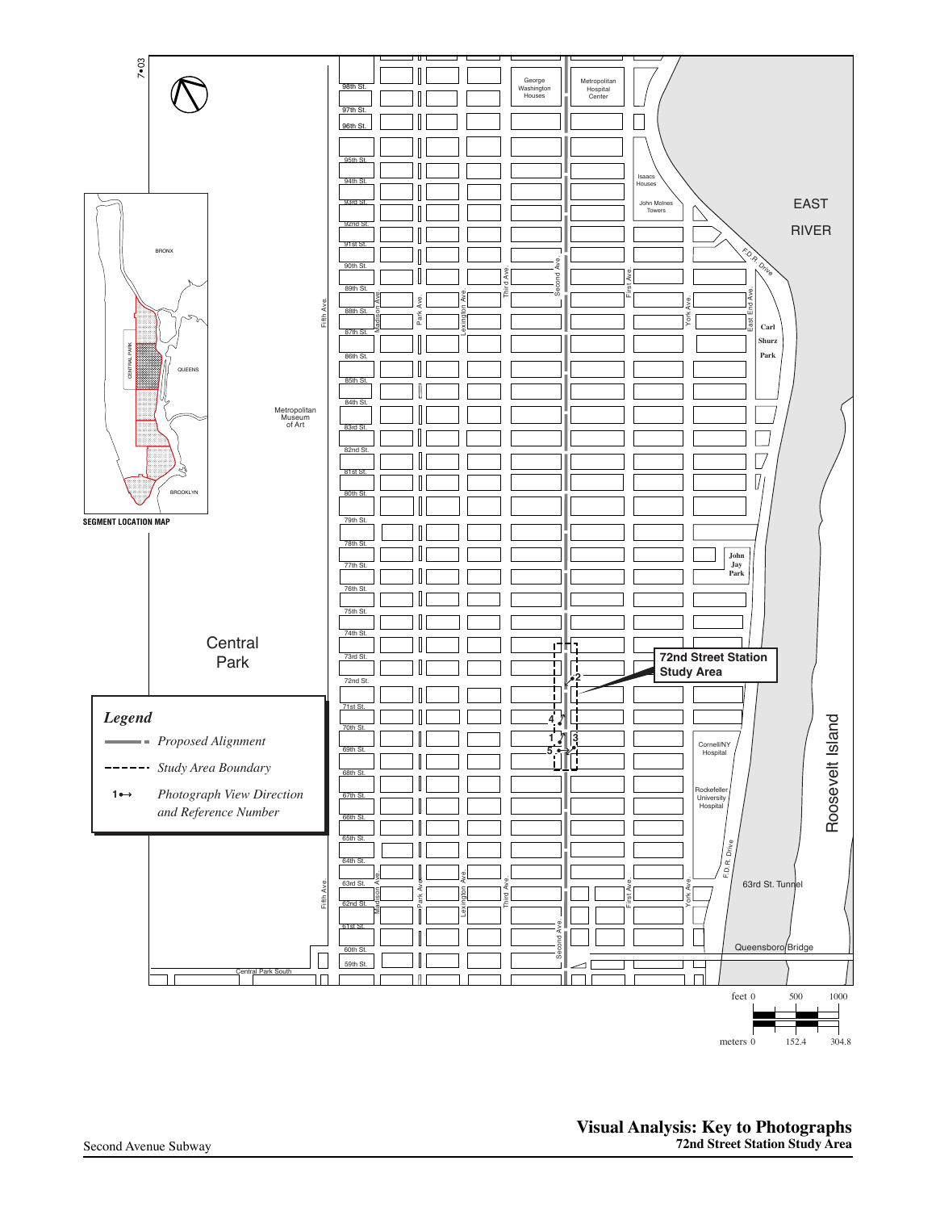7•03

EAST RIVER

72nd Street Station Study Area

Central Park

Roosevelt Island

SEGMENT LOCATION MAP

*Legend*

*Proposed Alignment*

*Study Area Boundary*

1↔ *Photograph View Direction and Reference Number*

feet 0 500 1000

meters 0 152.4 304.8

**Visual Analysis: Key to Photographs**
**72nd Street Station Study Area**

Second Avenue Subway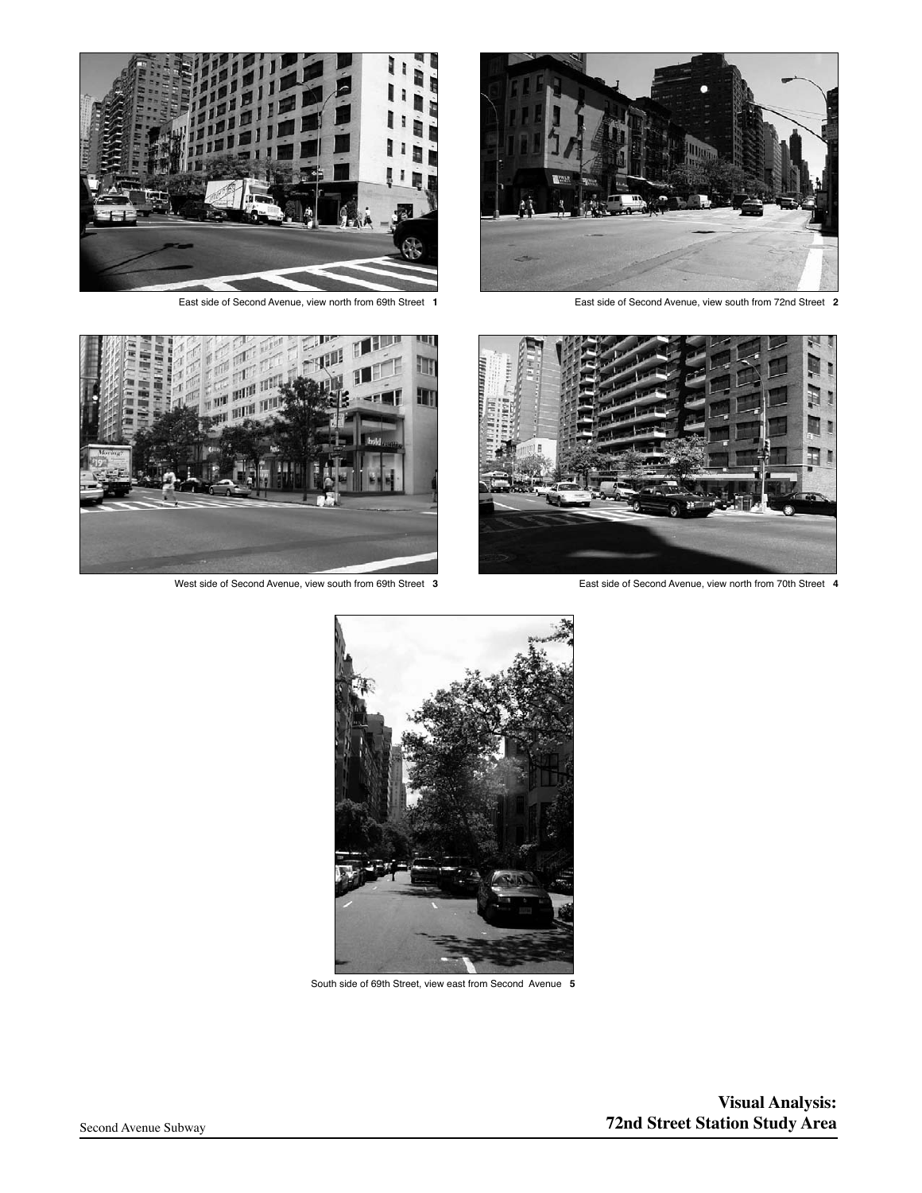East side of Second Avenue, view north from 69th Street **1**

East side of Second Avenue, view south from 72nd Street **2**

West side of Second Avenue, view south from 69th Street **3**

East side of Second Avenue, view north from 70th Street **4**

South side of 69th Street, view east from Second Avenue **5**

**Visual Analysis: 72nd Street Station Study Area**